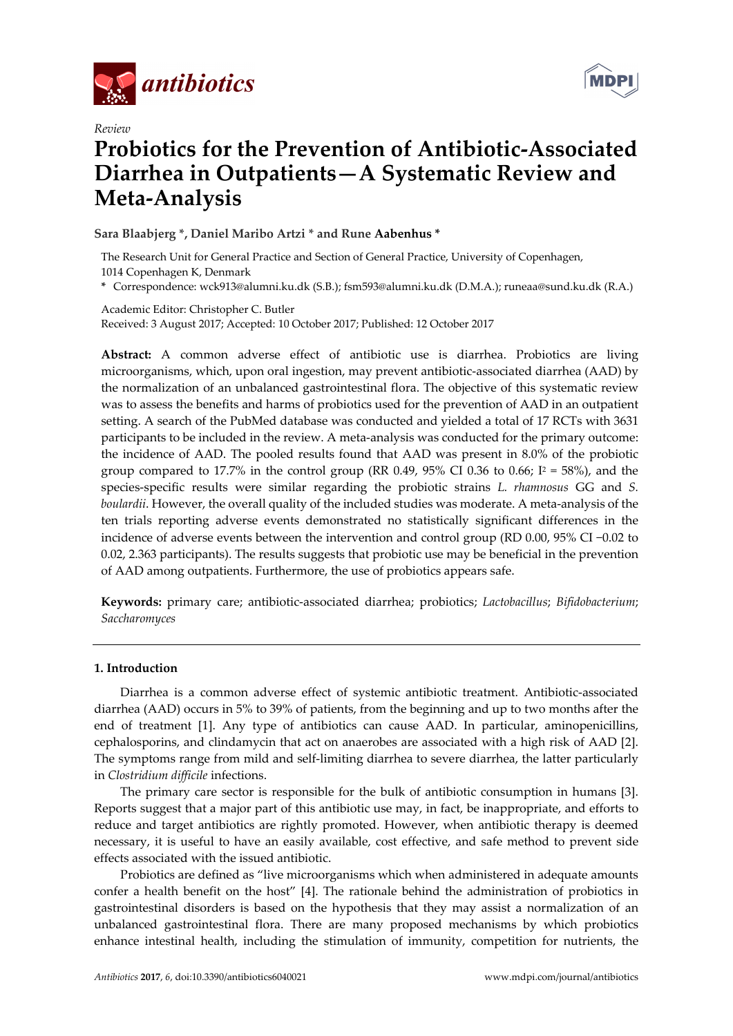*Review*

# Probiotics for the Prevention of Antibiotic-Associated Diarrhea in Outpatients—A Systematic Review and Meta-Analysis

**Sara Blaabjerg \*, Daniel Maribo Artzi \* and Rune Aabenhus \***

The Research Unit for General Practice and Section of General Practice, University of Copenhagen, 1014 Copenhagen K, Denmark

\* Correspondence: wck913@alumni.ku.dk (S.B.); fsm593@alumni.ku.dk (D.M.A.); runeaa@sund.ku.dk (R.A.)

Academic Editor: Christopher C. Butler

Received: 3 August 2017; Accepted: 10 October 2017; Published: 12 October 2017

**Abstract:** A common adverse effect of antibiotic use is diarrhea. Probiotics are living microorganisms, which, upon oral ingestion, may prevent antibiotic-associated diarrhea (AAD) by the normalization of an unbalanced gastrointestinal flora. The objective of this systematic review was to assess the benefits and harms of probiotics used for the prevention of AAD in an outpatient setting. A search of the PubMed database was conducted and yielded a total of 17 RCTs with 3631 participants to be included in the review. A meta-analysis was conducted for the primary outcome: the incidence of AAD. The pooled results found that AAD was present in 8.0% of the probiotic group compared to 17.7% in the control group (RR 0.49, 95% CI 0.36 to 0.66; $I^2 = 58\%$), and the species-specific results were similar regarding the probiotic strains *L. rhamnosus* GG and *S. boulardii*. However, the overall quality of the included studies was moderate. A meta-analysis of the ten trials reporting adverse events demonstrated no statistically significant differences in the incidence of adverse events between the intervention and control group (RD 0.00, 95% CI −0.02 to 0.02, 2.363 participants). The results suggests that probiotic use may be beneficial in the prevention of AAD among outpatients. Furthermore, the use of probiotics appears safe.

**Keywords:** primary care; antibiotic-associated diarrhea; probiotics; *Lactobacillus*; *Bifidobacterium*; *Saccharomyces*

## 1. Introduction

Diarrhea is a common adverse effect of systemic antibiotic treatment. Antibiotic-associated diarrhea (AAD) occurs in 5% to 39% of patients, from the beginning and up to two months after the end of treatment [1]. Any type of antibiotics can cause AAD. In particular, aminopenicillins, cephalosporins, and clindamycin that act on anaerobes are associated with a high risk of AAD [2]. The symptoms range from mild and self-limiting diarrhea to severe diarrhea, the latter particularly in *Clostridium difficile* infections.

The primary care sector is responsible for the bulk of antibiotic consumption in humans [3]. Reports suggest that a major part of this antibiotic use may, in fact, be inappropriate, and efforts to reduce and target antibiotics are rightly promoted. However, when antibiotic therapy is deemed necessary, it is useful to have an easily available, cost effective, and safe method to prevent side effects associated with the issued antibiotic.

Probiotics are defined as "live microorganisms which when administered in adequate amounts confer a health benefit on the host" [4]. The rationale behind the administration of probiotics in gastrointestinal disorders is based on the hypothesis that they may assist a normalization of an unbalanced gastrointestinal flora. There are many proposed mechanisms by which probiotics enhance intestinal health, including the stimulation of immunity, competition for nutrients, the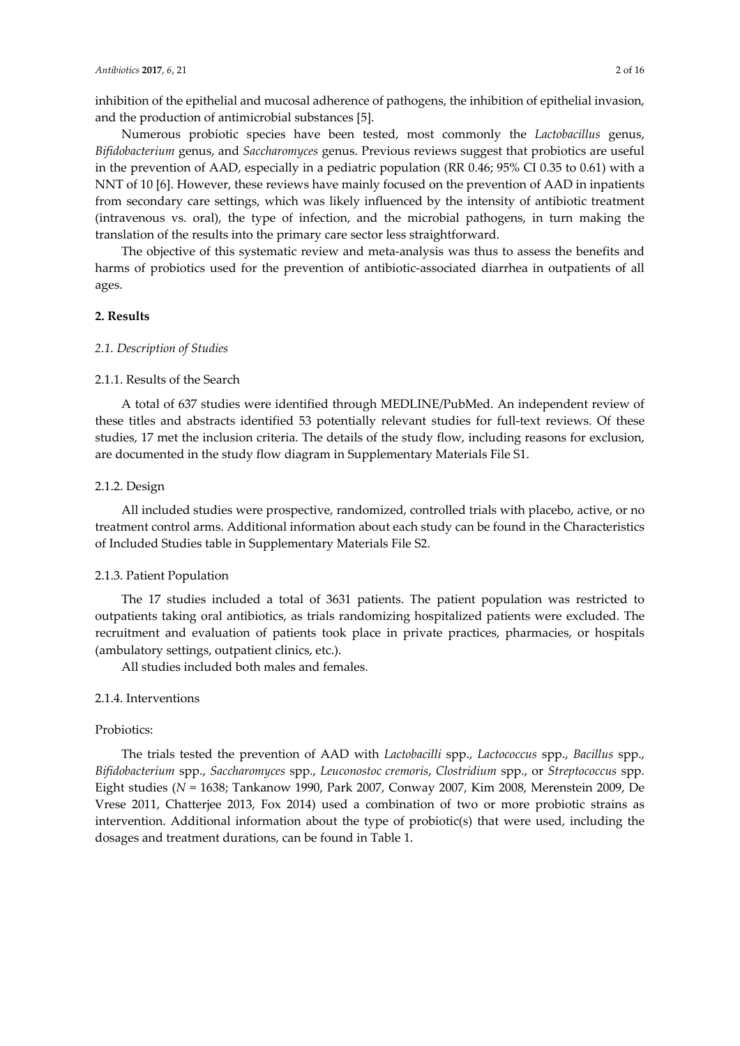inhibition of the epithelial and mucosal adherence of pathogens, the inhibition of epithelial invasion, and the production of antimicrobial substances [5].

Numerous probiotic species have been tested, most commonly the *Lactobacillus* genus, *Bifidobacterium* genus, and *Saccharomyces* genus. Previous reviews suggest that probiotics are useful in the prevention of AAD, especially in a pediatric population (RR 0.46; 95% CI 0.35 to 0.61) with a NNT of 10 [6]. However, these reviews have mainly focused on the prevention of AAD in inpatients from secondary care settings, which was likely influenced by the intensity of antibiotic treatment (intravenous vs. oral), the type of infection, and the microbial pathogens, in turn making the translation of the results into the primary care sector less straightforward.

The objective of this systematic review and meta-analysis was thus to assess the benefits and harms of probiotics used for the prevention of antibiotic-associated diarrhea in outpatients of all ages.

## 2. Results

### *2.1. Description of Studies*

#### 2.1.1. Results of the Search

A total of 637 studies were identified through MEDLINE/PubMed. An independent review of these titles and abstracts identified 53 potentially relevant studies for full-text reviews. Of these studies, 17 met the inclusion criteria. The details of the study flow, including reasons for exclusion, are documented in the study flow diagram in Supplementary Materials File S1.

#### 2.1.2. Design

All included studies were prospective, randomized, controlled trials with placebo, active, or no treatment control arms. Additional information about each study can be found in the Characteristics of Included Studies table in Supplementary Materials File S2.

#### 2.1.3. Patient Population

The 17 studies included a total of 3631 patients. The patient population was restricted to outpatients taking oral antibiotics, as trials randomizing hospitalized patients were excluded. The recruitment and evaluation of patients took place in private practices, pharmacies, or hospitals (ambulatory settings, outpatient clinics, etc.).

All studies included both males and females.

#### 2.1.4. Interventions

Probiotics:

The trials tested the prevention of AAD with *Lactobacilli* spp., *Lactococcus* spp., *Bacillus* spp., *Bifidobacterium* spp., *Saccharomyces* spp., *Leuconostoc cremoris*, *Clostridium* spp., or *Streptococcus* spp. Eight studies (*N* = 1638; Tankanow 1990, Park 2007, Conway 2007, Kim 2008, Merenstein 2009, De Vrese 2011, Chatterjee 2013, Fox 2014) used a combination of two or more probiotic strains as intervention. Additional information about the type of probiotic(s) that were used, including the dosages and treatment durations, can be found in Table 1.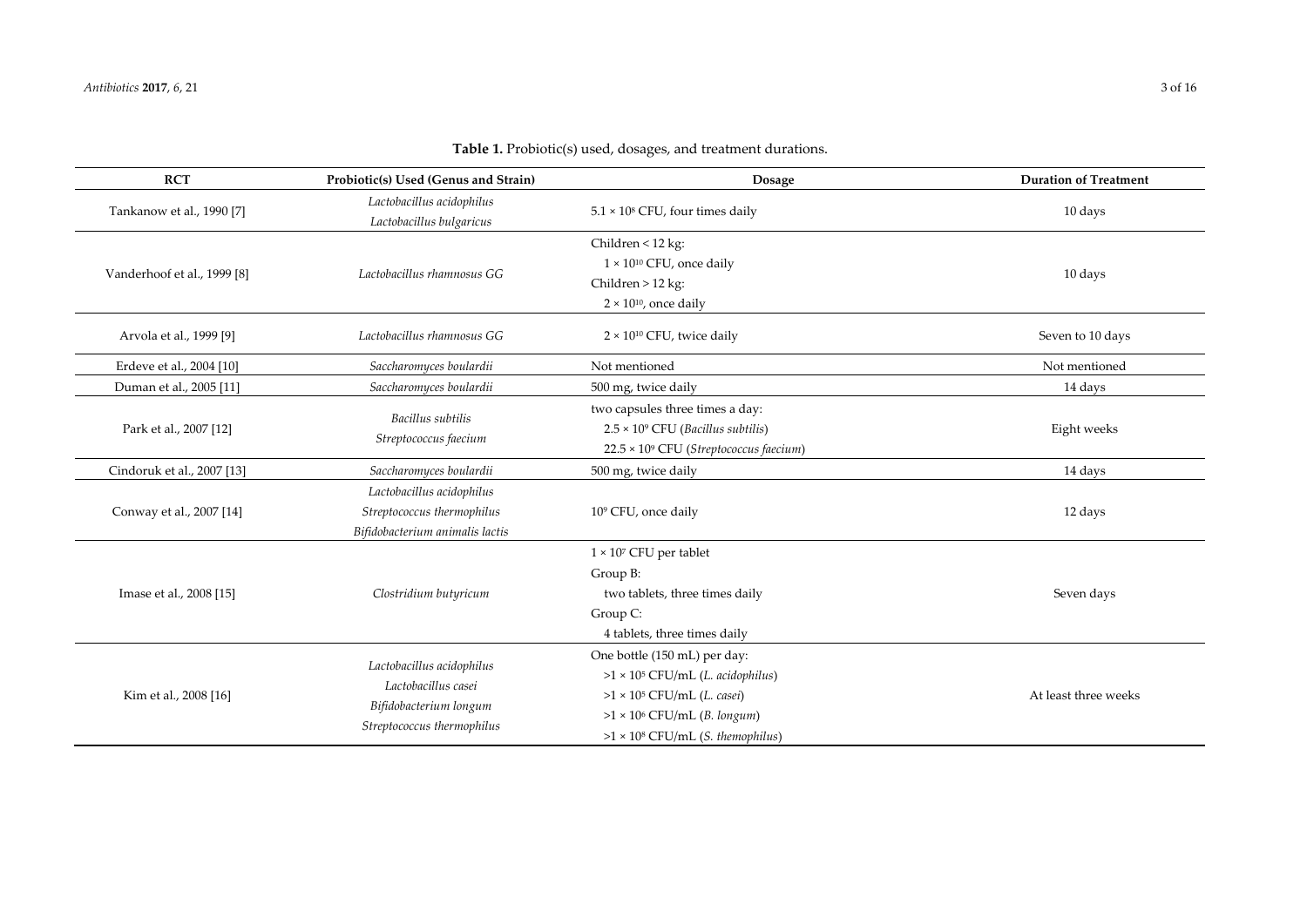**Table 1.** Probiotic(s) used, dosages, and treatment durations.

| RCT | Probiotic(s) Used (Genus and Strain) | Dosage | Duration of Treatment |
| --- | --- | --- | --- |
| Tankanow et al., 1990 [7] | *Lactobacillus acidophilus*<br>*Lactobacillus bulgaricus* | $5.1 \times 10^8$ CFU, four times daily | 10 days |
| Vanderhoof et al., 1999 [8] | *Lactobacillus rhamnosus GG* | Children < 12 kg:<br>$1 \times 10^{10}$ CFU, once daily<br>Children > 12 kg:<br>$2 \times 10^{10}$, once daily | 10 days |
| Arvola et al., 1999 [9] | *Lactobacillus rhamnosus GG* | $2 \times 10^{10}$ CFU, twice daily | Seven to 10 days |
| Erdeve et al., 2004 [10] | *Saccharomyces boulardii* | Not mentioned | Not mentioned |
| Duman et al., 2005 [11] | *Saccharomyces boulardii* | 500 mg, twice daily | 14 days |
| Park et al., 2007 [12] | *Bacillus subtilis*<br>*Streptococcus faecium* | two capsules three times a day:<br>$2.5 \times 10^9$ CFU (*Bacillus subtilis*)<br>$22.5 \times 10^9$ CFU (*Streptococcus faecium*) | Eight weeks |
| Cindoruk et al., 2007 [13] | *Saccharomyces boulardii* | 500 mg, twice daily | 14 days |
| Conway et al., 2007 [14] | *Lactobacillus acidophilus*<br>*Streptococcus thermophilus*<br>*Bifidobacterium animalis lactis* | $10^9$ CFU, once daily | 12 days |
| Imase et al., 2008 [15] | *Clostridium butyricum* | $1 \times 10^7$ CFU per tablet<br>Group B:<br>two tablets, three times daily<br>Group C:<br>4 tablets, three times daily | Seven days |
| Kim et al., 2008 [16] | *Lactobacillus acidophilus*<br>*Lactobacillus casei*<br>*Bifidobacterium longum*<br>*Streptococcus thermophilus* | One bottle (150 mL) per day:<br>$>1 \times 10^5$ CFU/mL (*L. acidophilus*)<br>$>1 \times 10^5$ CFU/mL (*L. casei*)<br>$>1 \times 10^6$ CFU/mL (*B. longum*)<br>$>1 \times 10^8$ CFU/mL (*S. themophilus*) | At least three weeks |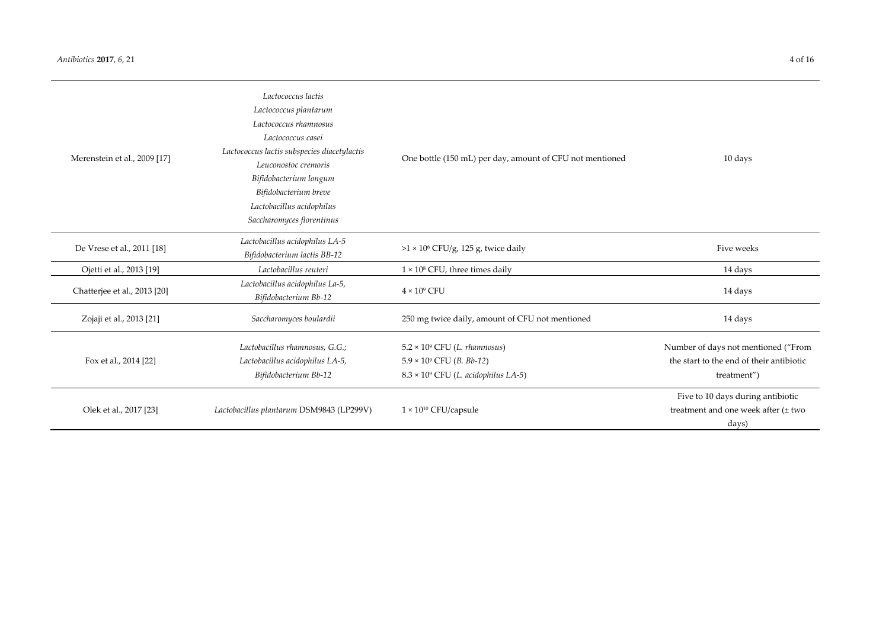| | | | |
|---|---|---|---|
| Merenstein et al., 2009 [17] | *Lactococcus lactis*<br>*Lactococcus plantarum*<br>*Lactococcus rhamnosus*<br>*Lactococcus casei*<br>*Lactococcus lactis subspecies diacetylactis*<br>*Leuconostoc cremoris*<br>*Bifidobacterium longum*<br>*Bifidobacterium breve*<br>*Lactobacillus acidophilus*<br>*Saccharomyces florentinus* | One bottle (150 mL) per day, amount of CFU not mentioned | 10 days |
| De Vrese et al., 2011 [18] | *Lactobacillus acidophilus LA-5*<br>*Bifidobacterium lactis BB-12* | $>1 \times 10^6$ CFU/g, 125 g, twice daily | Five weeks |
| Ojetti et al., 2013 [19] | *Lactobacillus reuteri* | $1 \times 10^8$ CFU, three times daily | 14 days |
| Chatterjee et al., 2013 [20] | *Lactobacillus acidophilus La-5,*<br>*Bifidobacterium Bb-12* | $4 \times 10^9$ CFU | 14 days |
| Zojaji et al., 2013 [21] | *Saccharomyces boulardii* | 250 mg twice daily, amount of CFU not mentioned | 14 days |
| Fox et al., 2014 [22] | *Lactobacillus rhamnosus, G.G.;*<br>*Lactobacillus acidophilus LA-5,*<br>*Bifidobacterium Bb-12* | $5.2 \times 10^9$ CFU (*L. rhamnosus*)<br>$5.9 \times 10^9$ CFU (*B. Bb-12*)<br>$8.3 \times 10^9$ CFU (*L. acidophilus LA-5*) | Number of days not mentioned ("From the start to the end of their antibiotic treatment") |
| Olek et al., 2017 [23] | *Lactobacillus plantarum* DSM9843 (LP299V) | $1 \times 10^{10}$ CFU/capsule | Five to 10 days during antibiotic treatment and one week after (± two days) |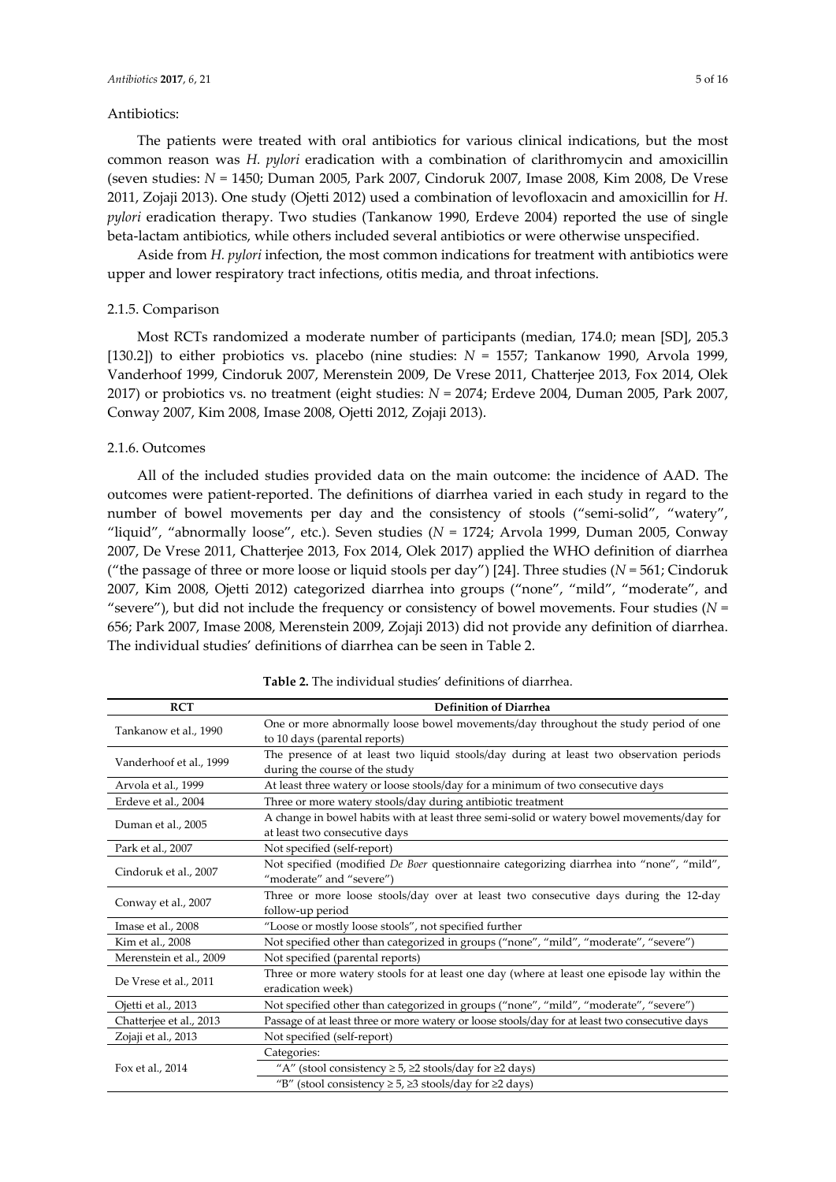Antibiotics:

The patients were treated with oral antibiotics for various clinical indications, but the most common reason was *H. pylori* eradication with a combination of clarithromycin and amoxicillin (seven studies: *N* = 1450; Duman 2005, Park 2007, Cindoruk 2007, Imase 2008, Kim 2008, De Vrese 2011, Zojaji 2013). One study (Ojetti 2012) used a combination of levofloxacin and amoxicillin for *H. pylori* eradication therapy. Two studies (Tankanow 1990, Erdeve 2004) reported the use of single beta-lactam antibiotics, while others included several antibiotics or were otherwise unspecified.

Aside from *H. pylori* infection, the most common indications for treatment with antibiotics were upper and lower respiratory tract infections, otitis media, and throat infections.

### 2.1.5. Comparison

Most RCTs randomized a moderate number of participants (median, 174.0; mean [SD], 205.3 [130.2]) to either probiotics vs. placebo (nine studies: *N* = 1557; Tankanow 1990, Arvola 1999, Vanderhoof 1999, Cindoruk 2007, Merenstein 2009, De Vrese 2011, Chatterjee 2013, Fox 2014, Olek 2017) or probiotics vs. no treatment (eight studies: *N* = 2074; Erdeve 2004, Duman 2005, Park 2007, Conway 2007, Kim 2008, Imase 2008, Ojetti 2012, Zojaji 2013).

### 2.1.6. Outcomes

All of the included studies provided data on the main outcome: the incidence of AAD. The outcomes were patient-reported. The definitions of diarrhea varied in each study in regard to the number of bowel movements per day and the consistency of stools ("semi-solid", "watery", "liquid", "abnormally loose", etc.). Seven studies (*N* = 1724; Arvola 1999, Duman 2005, Conway 2007, De Vrese 2011, Chatterjee 2013, Fox 2014, Olek 2017) applied the WHO definition of diarrhea ("the passage of three or more loose or liquid stools per day") [24]. Three studies (*N* = 561; Cindoruk 2007, Kim 2008, Ojetti 2012) categorized diarrhea into groups ("none", "mild", "moderate", and "severe"), but did not include the frequency or consistency of bowel movements. Four studies (*N* = 656; Park 2007, Imase 2008, Merenstein 2009, Zojaji 2013) did not provide any definition of diarrhea. The individual studies' definitions of diarrhea can be seen in Table 2.

**Table 2.** The individual studies' definitions of diarrhea.

| RCT | Definition of Diarrhea |
| --- | --- |
| Tankanow et al., 1990 | One or more abnormally loose bowel movements/day throughout the study period of one to 10 days (parental reports) |
| Vanderhoof et al., 1999 | The presence of at least two liquid stools/day during at least two observation periods during the course of the study |
| Arvola et al., 1999 | At least three watery or loose stools/day for a minimum of two consecutive days |
| Erdeve et al., 2004 | Three or more watery stools/day during antibiotic treatment |
| Duman et al., 2005 | A change in bowel habits with at least three semi-solid or watery bowel movements/day for at least two consecutive days |
| Park et al., 2007 | Not specified (self-report) |
| Cindoruk et al., 2007 | Not specified (modified *De Boer* questionnaire categorizing diarrhea into "none", "mild", "moderate" and "severe") |
| Conway et al., 2007 | Three or more loose stools/day over at least two consecutive days during the 12-day follow-up period |
| Imase et al., 2008 | "Loose or mostly loose stools", not specified further |
| Kim et al., 2008 | Not specified other than categorized in groups ("none", "mild", "moderate", "severe") |
| Merenstein et al., 2009 | Not specified (parental reports) |
| De Vrese et al., 2011 | Three or more watery stools for at least one day (where at least one episode lay within the eradication week) |
| Ojetti et al., 2013 | Not specified other than categorized in groups ("none", "mild", "moderate", "severe") |
| Chatterjee et al., 2013 | Passage of at least three or more watery or loose stools/day for at least two consecutive days |
| Zojaji et al., 2013 | Not specified (self-report) |
| Fox et al., 2014 | Categories:<br>"A" (stool consistency $\geq 5$, $\geq 2$ stools/day for $\geq 2$ days)<br>"B" (stool consistency $\geq 5$, $\geq 3$ stools/day for $\geq 2$ days) |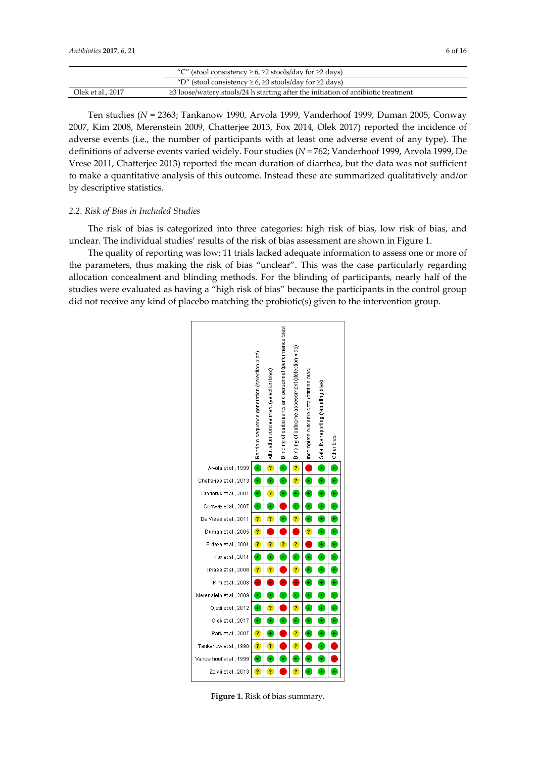| | |
|---|---|
| | "C" (stool consistency ≥ 6, ≥2 stools/day for ≥2 days) |
| | "D" (stool consistency ≥ 6, ≥3 stools/day for ≥2 days) |
| Olek et al., 2017 | ≥3 loose/watery stools/24 h starting after the initiation of antibiotic treatment |

Ten studies (*N* = 2363; Tankanow 1990, Arvola 1999, Vanderhoof 1999, Duman 2005, Conway 2007, Kim 2008, Merenstein 2009, Chatterjee 2013, Fox 2014, Olek 2017) reported the incidence of adverse events (i.e., the number of participants with at least one adverse event of any type). The definitions of adverse events varied widely. Four studies (*N* = 762; Vanderhoof 1999, Arvola 1999, De Vrese 2011, Chatterjee 2013) reported the mean duration of diarrhea, but the data was not sufficient to make a quantitative analysis of this outcome. Instead these are summarized qualitatively and/or by descriptive statistics.

### *2.2. Risk of Bias in Included Studies*

The risk of bias is categorized into three categories: high risk of bias, low risk of bias, and unclear. The individual studies' results of the risk of bias assessment are shown in Figure 1.

The quality of reporting was low; 11 trials lacked adequate information to assess one or more of the parameters, thus making the risk of bias "unclear". This was the case particularly regarding allocation concealment and blinding methods. For the blinding of participants, nearly half of the studies were evaluated as having a "high risk of bias" because the participants in the control group did not receive any kind of placebo matching the probiotic(s) given to the intervention group.

| | Random sequence generation (selection bias) | Allocation concealment (selection bias) | Blinding of participants and personnel (performance bias) | Blinding of outcome assessment (detection bias) | Incomplete outcome data (attrition bias) | Selective reporting (reporting bias) | Other bias |
|---|---|---|---|---|---|---|---|
| Arvola et al., 1999 | + | ? | + | ? | − | + | + |
| Chatterjee et al., 2013 | + | + | + | ? | + | + | + |
| Cindoruk et al., 2007 | + | ? | + | + | + | + | + |
| Conway et al., 2007 | + | + | − | + | + | + | + |
| De Vrese et al., 2011 | ? | ? | + | ? | + | + | + |
| Duman et al., 2005 | ? | − | − | − | ? | + | + |
| Erdeve et al., 2004 | ? | ? | ? | ? | − | + | + |
| Fox et al., 2014 | + | + | + | + | + | + | + |
| Imase et al., 2008 | ? | ? | − | ? | + | + | + |
| Kim et al., 2008 | − | − | − | − | + | + | + |
| Merenstein et al., 2009 | + | + | + | + | + | + | + |
| Ojetti et al., 2012 | + | ? | − | ? | + | + | + |
| Olek et al., 2017 | + | + | + | + | + | + | + |
| Park et al., 2007 | ? | + | − | ? | + | + | + |
| Tankanow et al., 1990 | ? | ? | − | ? | − | + | − |
| Vanderhoof et al., 1999 | + | + | + | + | + | + | − |
| Zojaji et al., 2013 | ? | ? | − | ? | + | + | + |

**Figure 1.** Risk of bias summary.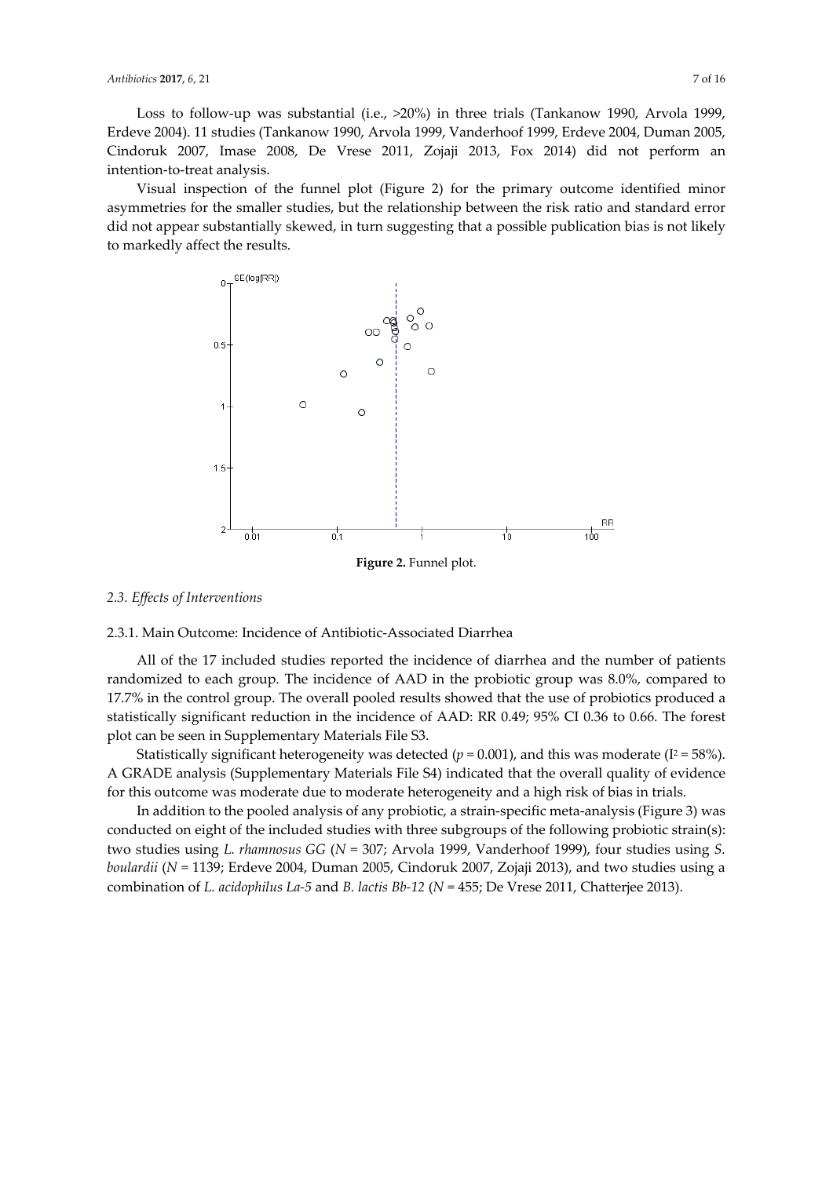Loss to follow-up was substantial (i.e., >20%) in three trials (Tankanow 1990, Arvola 1999, Erdeve 2004). 11 studies (Tankanow 1990, Arvola 1999, Vanderhoof 1999, Erdeve 2004, Duman 2005, Cindoruk 2007, Imase 2008, De Vrese 2011, Zojaji 2013, Fox 2014) did not perform an intention-to-treat analysis.

Visual inspection of the funnel plot (Figure 2) for the primary outcome identified minor asymmetries for the smaller studies, but the relationship between the risk ratio and standard error did not appear substantially skewed, in turn suggesting that a possible publication bias is not likely to markedly affect the results.

**Figure 2.** Funnel plot.

### 2.3. Effects of Interventions

#### 2.3.1. Main Outcome: Incidence of Antibiotic-Associated Diarrhea

All of the 17 included studies reported the incidence of diarrhea and the number of patients randomized to each group. The incidence of AAD in the probiotic group was 8.0%, compared to 17.7% in the control group. The overall pooled results showed that the use of probiotics produced a statistically significant reduction in the incidence of AAD: RR 0.49; 95% CI 0.36 to 0.66. The forest plot can be seen in Supplementary Materials File S3.

Statistically significant heterogeneity was detected ($p = 0.001$), and this was moderate ($I^2 = 58\%$). A GRADE analysis (Supplementary Materials File S4) indicated that the overall quality of evidence for this outcome was moderate due to moderate heterogeneity and a high risk of bias in trials.

In addition to the pooled analysis of any probiotic, a strain-specific meta-analysis (Figure 3) was conducted on eight of the included studies with three subgroups of the following probiotic strain(s): two studies using *L. rhamnosus GG* ($N = 307$; Arvola 1999, Vanderhoof 1999), four studies using *S. boulardii* ($N = 1139$; Erdeve 2004, Duman 2005, Cindoruk 2007, Zojaji 2013), and two studies using a combination of *L. acidophilus La-5* and *B. lactis Bb-12* ($N = 455$; De Vrese 2011, Chatterjee 2013).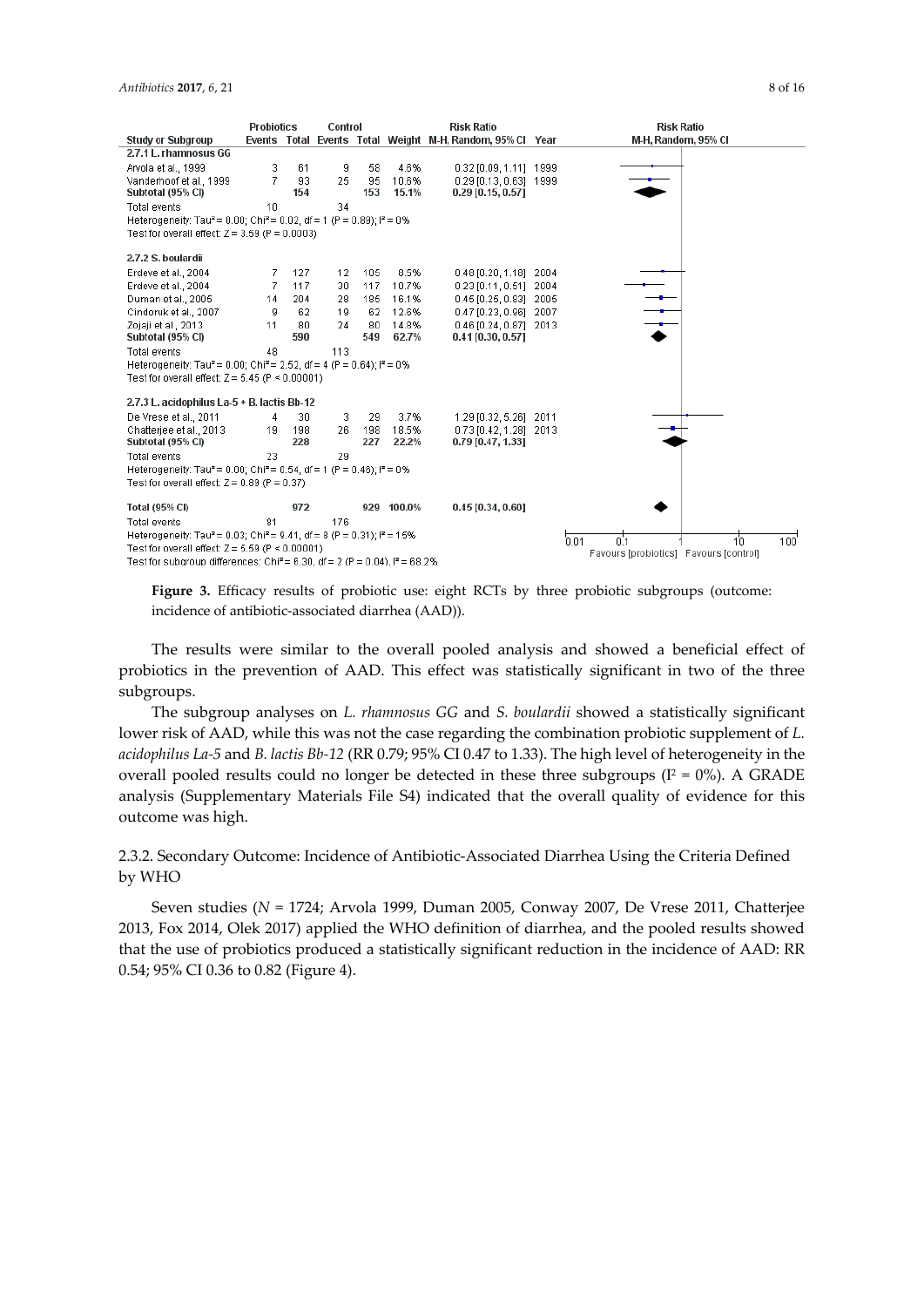| Study or Subgroup | Probiotics Events | Probiotics Total | Control Events | Control Total | Weight | Risk Ratio M-H, Random, 95% CI | Year |
|---|---|---|---|---|---|---|---|
| **2.7.1 L. rhamnosus GG** | | | | | | | |
| Arvola et al., 1999 | 3 | 61 | 9 | 58 | 4.6% | 0.32 [0.09, 1.11] | 1999 |
| Vanderhoof et al., 1999 | 7 | 93 | 25 | 95 | 10.6% | 0.29 [0.13, 0.63] | 1999 |
| **Subtotal (95% CI)** | | **154** | | **153** | **15.1%** | **0.29 [0.15, 0.57]** | |
| Total events | 10 | | 34 | | | | |
| Heterogeneity: Tau² = 0.00; Chi² = 0.02, df = 1 (P = 0.89); I² = 0% | | | | | | | |
| Test for overall effect: Z = 3.59 (P = 0.0003) | | | | | | | |
| **2.7.2 S. boulardii** | | | | | | | |
| Erdeve et al., 2004 | 7 | 127 | 12 | 105 | 8.5% | 0.48 [0.20, 1.18] | 2004 |
| Erdeve et al., 2004 | 7 | 117 | 30 | 117 | 10.7% | 0.23 [0.11, 0.51] | 2004 |
| Duman et al., 2005 | 14 | 204 | 28 | 185 | 16.1% | 0.45 [0.25, 0.83] | 2005 |
| Cindoruk et al., 2007 | 9 | 62 | 19 | 62 | 12.6% | 0.47 [0.23, 0.96] | 2007 |
| Zojaji et al., 2013 | 11 | 80 | 24 | 80 | 14.8% | 0.46 [0.24, 0.87] | 2013 |
| **Subtotal (95% CI)** | | **590** | | **549** | **62.7%** | **0.41 [0.30, 0.57]** | |
| Total events | 48 | | 113 | | | | |
| Heterogeneity: Tau² = 0.00; Chi² = 2.52, df = 4 (P = 0.64); I² = 0% | | | | | | | |
| Test for overall effect: Z = 5.45 (P < 0.00001) | | | | | | | |
| **2.7.3 L. acidophilus La-5 + B. lactis Bb-12** | | | | | | | |
| De Vrese et al., 2011 | 4 | 30 | 3 | 29 | 3.7% | 1.29 [0.32, 5.26] | 2011 |
| Chatterjee et al., 2013 | 19 | 198 | 26 | 198 | 18.5% | 0.73 [0.42, 1.28] | 2013 |
| **Subtotal (95% CI)** | | **228** | | **227** | **22.2%** | **0.79 [0.47, 1.33]** | |
| Total events | 23 | | 29 | | | | |
| Heterogeneity: Tau² = 0.00; Chi² = 0.54, df = 1 (P = 0.46); I² = 0% | | | | | | | |
| Test for overall effect: Z = 0.89 (P = 0.37) | | | | | | | |
| **Total (95% CI)** | | **972** | | **929** | **100.0%** | **0.45 [0.34, 0.60]** | |
| Total events | 81 | | 176 | | | | |
| Heterogeneity: Tau² = 0.03; Chi² = 9.41, df = 8 (P = 0.31); I² = 15% | | | | | | | |
| Test for overall effect: Z = 5.59 (P < 0.00001) | | | | | | | |
| Test for subgroup differences: Chi² = 6.30, df = 2 (P = 0.04), I² = 68.2% | | | | | | | |

Risk Ratio M-H, Random, 95% CI (axis: 0.01, 0.1, 1, 10, 100; Favours [probiotics] / Favours [control])

**Figure 3.** Efficacy results of probiotic use: eight RCTs by three probiotic subgroups (outcome: incidence of antibiotic-associated diarrhea (AAD)).

The results were similar to the overall pooled analysis and showed a beneficial effect of probiotics in the prevention of AAD. This effect was statistically significant in two of the three subgroups.

The subgroup analyses on *L. rhamnosus GG* and *S. boulardii* showed a statistically significant lower risk of AAD, while this was not the case regarding the combination probiotic supplement of *L. acidophilus La-5* and *B. lactis Bb-12* (RR 0.79; 95% CI 0.47 to 1.33). The high level of heterogeneity in the overall pooled results could no longer be detected in these three subgroups ($I^2 = 0\%$). A GRADE analysis (Supplementary Materials File S4) indicated that the overall quality of evidence for this outcome was high.

#### 2.3.2. Secondary Outcome: Incidence of Antibiotic-Associated Diarrhea Using the Criteria Defined by WHO

Seven studies (*N* = 1724; Arvola 1999, Duman 2005, Conway 2007, De Vrese 2011, Chatterjee 2013, Fox 2014, Olek 2017) applied the WHO definition of diarrhea, and the pooled results showed that the use of probiotics produced a statistically significant reduction in the incidence of AAD: RR 0.54; 95% CI 0.36 to 0.82 (Figure 4).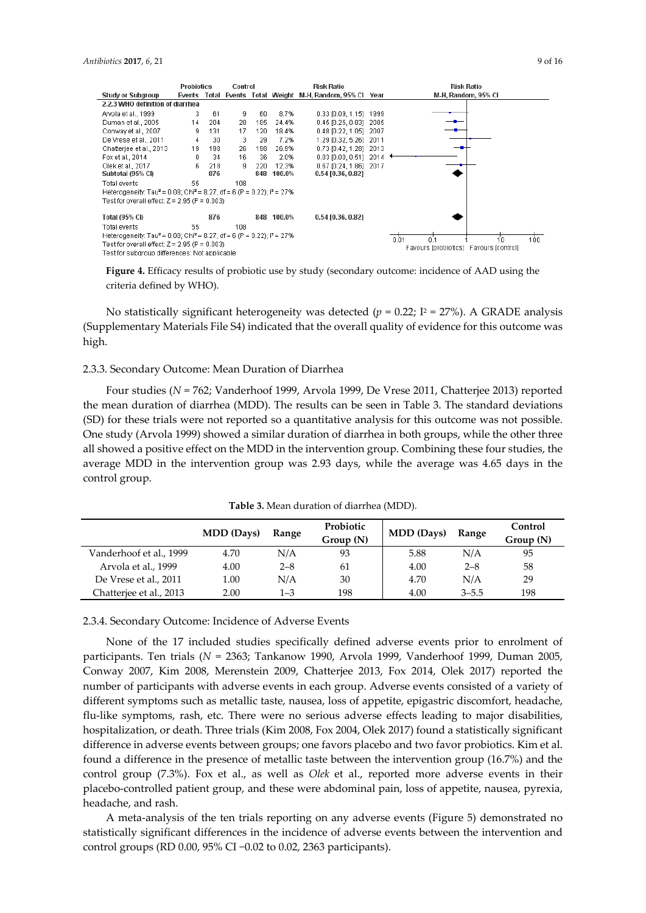| Study or Subgroup | Probiotics Events | Probiotics Total | Control Events | Control Total | Weight | Risk Ratio M-H, Random, 95% CI | Year |
|---|---|---|---|---|---|---|---|
| **2.2.3 WHO definition of diarrhea** | | | | | | | |
| Arvola et al., 1999 | 3 | 61 | 9 | 60 | 8.7% | 0.33 [0.09, 1.15] | 1999 |
| Duman et al., 2005 | 14 | 204 | 28 | 185 | 24.4% | 0.45 [0.25, 0.83] | 2005 |
| Conway et al., 2007 | 9 | 131 | 17 | 120 | 18.4% | 0.48 [0.22, 1.05] | 2007 |
| De Vrese et al., 2011 | 4 | 30 | 3 | 29 | 7.2% | 1.29 [0.32, 5.26] | 2011 |
| Chatterjee et al., 2013 | 19 | 198 | 26 | 198 | 26.9% | 0.73 [0.42, 1.28] | 2013 |
| Fox et al., 2014 | 0 | 34 | 16 | 36 | 2.0% | 0.03 [0.00, 0.51] | 2014 |
| Olek et al., 2017 | 6 | 218 | 9 | 220 | 12.3% | 0.67 [0.24, 1.86] | 2017 |
| **Subtotal (95% CI)** | | **876** | | **848** | **100.0%** | **0.54 [0.36, 0.82]** | |
| Total events | 55 | | 108 | | | | |
| Heterogeneity: Tau² = 0.08; Chi² = 8.27, df = 6 (P = 0.22); I² = 27% | | | | | | | |
| Test for overall effect: Z = 2.95 (P = 0.003) | | | | | | | |
| **Total (95% CI)** | | **876** | | **848** | **100.0%** | **0.54 [0.36, 0.82]** | |
| Total events | 55 | | 108 | | | | |
| Heterogeneity: Tau² = 0.08; Chi² = 8.27, df = 6 (P = 0.22); I² = 27% | | | | | | | |
| Test for overall effect: Z = 2.95 (P = 0.003) | | | | | | | |
| Test for subgroup differences: Not applicable | | | | | | | |

Favours [probiotics] Favours [control]

**Figure 4.** Efficacy results of probiotic use by study (secondary outcome: incidence of AAD using the criteria defined by WHO).

No statistically significant heterogeneity was detected ($p = 0.22$; $I^2 = 27\%$). A GRADE analysis (Supplementary Materials File S4) indicated that the overall quality of evidence for this outcome was high.

### 2.3.3. Secondary Outcome: Mean Duration of Diarrhea

Four studies (*N* = 762; Vanderhoof 1999, Arvola 1999, De Vrese 2011, Chatterjee 2013) reported the mean duration of diarrhea (MDD). The results can be seen in Table 3. The standard deviations (SD) for these trials were not reported so a quantitative analysis for this outcome was not possible. One study (Arvola 1999) showed a similar duration of diarrhea in both groups, while the other three all showed a positive effect on the MDD in the intervention group. Combining these four studies, the average MDD in the intervention group was 2.93 days, while the average was 4.65 days in the control group.

**Table 3.** Mean duration of diarrhea (MDD).

| | MDD (Days) | Range | Probiotic Group (N) | MDD (Days) | Range | Control Group (N) |
|---|---|---|---|---|---|---|
| Vanderhoof et al., 1999 | 4.70 | N/A | 93 | 5.88 | N/A | 95 |
| Arvola et al., 1999 | 4.00 | 2–8 | 61 | 4.00 | 2–8 | 58 |
| De Vrese et al., 2011 | 1.00 | N/A | 30 | 4.70 | N/A | 29 |
| Chatterjee et al., 2013 | 2.00 | 1–3 | 198 | 4.00 | 3–5.5 | 198 |

### 2.3.4. Secondary Outcome: Incidence of Adverse Events

None of the 17 included studies specifically defined adverse events prior to enrolment of participants. Ten trials (*N* = 2363; Tankanow 1990, Arvola 1999, Vanderhoof 1999, Duman 2005, Conway 2007, Kim 2008, Merenstein 2009, Chatterjee 2013, Fox 2014, Olek 2017) reported the number of participants with adverse events in each group. Adverse events consisted of a variety of different symptoms such as metallic taste, nausea, loss of appetite, epigastric discomfort, headache, flu-like symptoms, rash, etc. There were no serious adverse effects leading to major disabilities, hospitalization, or death. Three trials (Kim 2008, Fox 2004, Olek 2017) found a statistically significant difference in adverse events between groups; one favors placebo and two favor probiotics. Kim et al. found a difference in the presence of metallic taste between the intervention group (16.7%) and the control group (7.3%). Fox et al., as well as *Olek* et al., reported more adverse events in their placebo-controlled patient group, and these were abdominal pain, loss of appetite, nausea, pyrexia, headache, and rash.

A meta-analysis of the ten trials reporting on any adverse events (Figure 5) demonstrated no statistically significant differences in the incidence of adverse events between the intervention and control groups (RD 0.00, 95% CI −0.02 to 0.02, 2363 participants).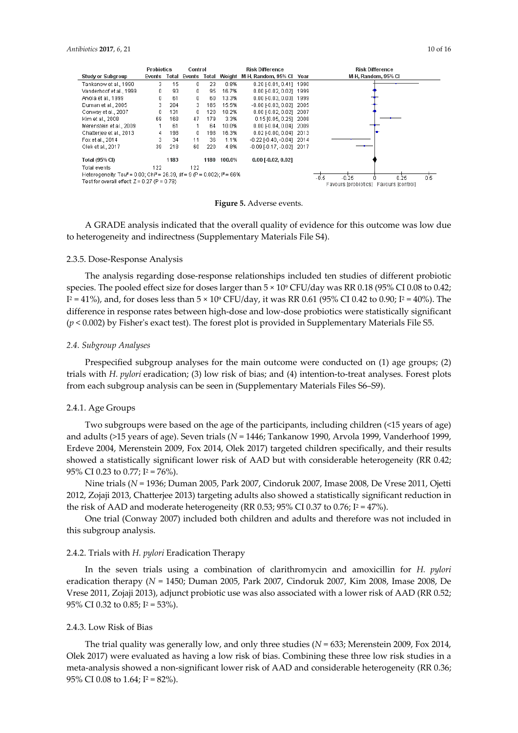| Study or Subgroup | Probiotics Events | Probiotics Total | Control Events | Control Total | Weight | Risk Difference M-H, Random, 95% CI | Year |
|---|---|---|---|---|---|---|---|
| Tankanow et al., 1990 | 3 | 15 | 0 | 23 | 0.8% | 0.20 [-0.01, 0.41] | 1990 |
| Vanderhoof et al., 1999 | 0 | 93 | 0 | 95 | 16.7% | 0.00 [-0.02, 0.02] | 1999 |
| Arvola et al., 1999 | 0 | 61 | 0 | 60 | 13.3% | 0.00 [-0.03, 0.03] | 1999 |
| Duman et al., 2005 | 3 | 204 | 3 | 185 | 15.5% | -0.00 [-0.03, 0.02] | 2005 |
| Conway et al., 2007 | 0 | 131 | 0 | 120 | 18.2% | 0.00 [-0.02, 0.02] | 2007 |
| Kim et al., 2008 | 69 | 168 | 47 | 179 | 3.3% | 0.15 [0.05, 0.25] | 2008 |
| Merenstein et al., 2009 | 1 | 61 | 1 | 64 | 10.0% | 0.00 [-0.04, 0.04] | 2009 |
| Chatterjee et al., 2013 | 4 | 198 | 0 | 198 | 16.3% | 0.02 [-0.00, 0.04] | 2013 |
| Fox et al., 2014 | 3 | 34 | 11 | 36 | 1.1% | -0.22 [-0.40, -0.04] | 2014 |
| Olek et al., 2017 | 39 | 218 | 60 | 220 | 4.8% | -0.09 [-0.17, -0.02] | 2017 |
| **Total (95% CI)** | | **1183** | | **1180** | **100.0%** | **0.00 [-0.02, 0.02]** | |
| Total events | 122 | | 122 | | | | |

Heterogeneity: Tau² = 0.00; Chi² = 26.39, df = 9 (P = 0.002); I² = 66%
Test for overall effect: Z = 0.27 (P = 0.79)

Favours [probiotics] Favours [control]

**Figure 5.** Adverse events.

A GRADE analysis indicated that the overall quality of evidence for this outcome was low due to heterogeneity and indirectness (Supplementary Materials File S4).

### 2.3.5. Dose-Response Analysis

The analysis regarding dose-response relationships included ten studies of different probiotic species. The pooled effect size for doses larger than $5 \times 10^9$ CFU/day was RR 0.18 (95% CI 0.08 to 0.42; $I^2 = 41\%$), and, for doses less than $5 \times 10^9$ CFU/day, it was RR 0.61 (95% CI 0.42 to 0.90; $I^2 = 40\%$). The difference in response rates between high-dose and low-dose probiotics were statistically significant ($p < 0.002$) by Fisher's exact test). The forest plot is provided in Supplementary Materials File S5.

## *2.4. Subgroup Analyses*

Prespecified subgroup analyses for the main outcome were conducted on (1) age groups; (2) trials with *H. pylori* eradication; (3) low risk of bias; and (4) intention-to-treat analyses. Forest plots from each subgroup analysis can be seen in (Supplementary Materials Files S6–S9).

### 2.4.1. Age Groups

Two subgroups were based on the age of the participants, including children (<15 years of age) and adults (>15 years of age). Seven trials (*N* = 1446; Tankanow 1990, Arvola 1999, Vanderhoof 1999, Erdeve 2004, Merenstein 2009, Fox 2014, Olek 2017) targeted children specifically, and their results showed a statistically significant lower risk of AAD but with considerable heterogeneity (RR 0.42; 95% CI 0.23 to 0.77; $I^2 = 76\%$).

Nine trials (*N* = 1936; Duman 2005, Park 2007, Cindoruk 2007, Imase 2008, De Vrese 2011, Ojetti 2012, Zojaji 2013, Chatterjee 2013) targeting adults also showed a statistically significant reduction in the risk of AAD and moderate heterogeneity (RR 0.53; 95% CI 0.37 to 0.76; $I^2 = 47\%$).

One trial (Conway 2007) included both children and adults and therefore was not included in this subgroup analysis.

### 2.4.2. Trials with *H. pylori* Eradication Therapy

In the seven trials using a combination of clarithromycin and amoxicillin for *H. pylori* eradication therapy (*N* = 1450; Duman 2005, Park 2007, Cindoruk 2007, Kim 2008, Imase 2008, De Vrese 2011, Zojaji 2013), adjunct probiotic use was also associated with a lower risk of AAD (RR 0.52; 95% CI 0.32 to 0.85; $I^2 = 53\%$).

### 2.4.3. Low Risk of Bias

The trial quality was generally low, and only three studies (*N* = 633; Merenstein 2009, Fox 2014, Olek 2017) were evaluated as having a low risk of bias. Combining these three low risk studies in a meta-analysis showed a non-significant lower risk of AAD and considerable heterogeneity (RR 0.36; 95% CI 0.08 to 1.64; $I^2 = 82\%$).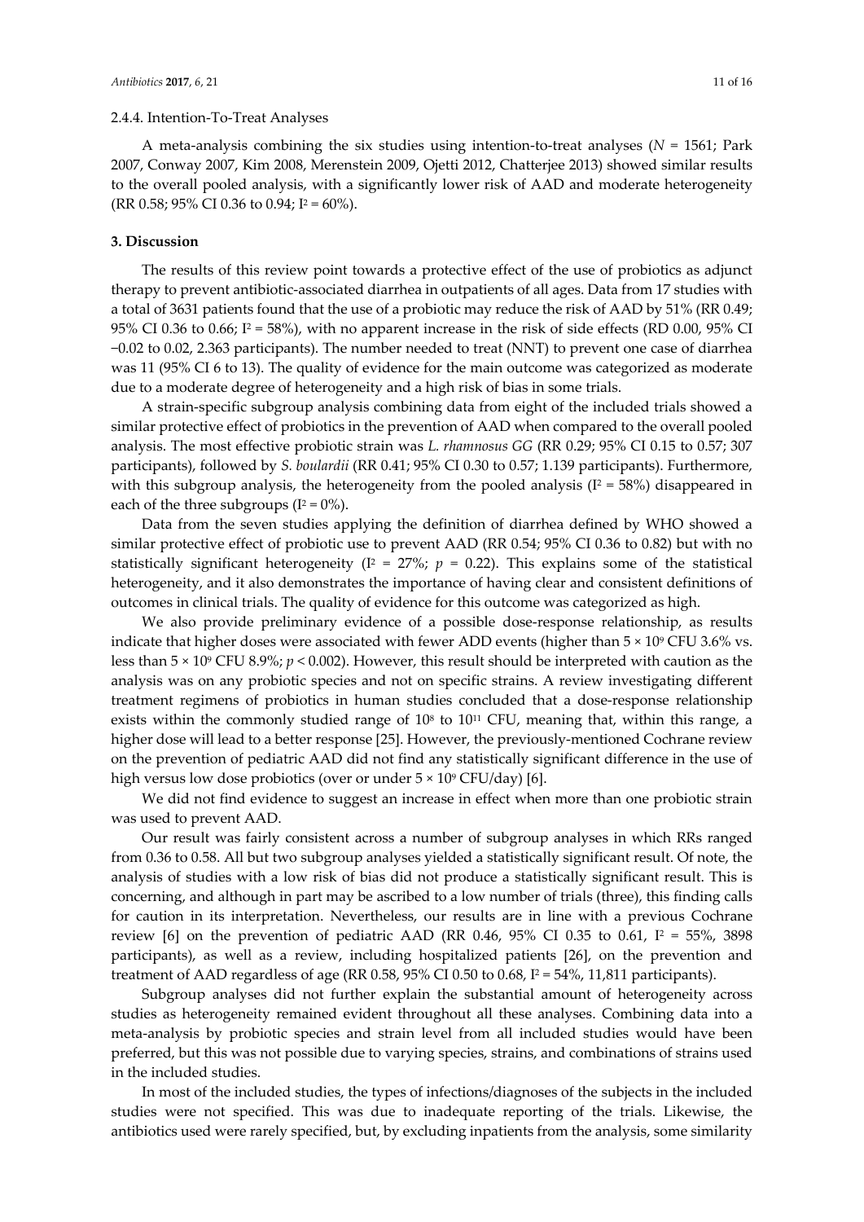#### 2.4.4. Intention-To-Treat Analyses

A meta-analysis combining the six studies using intention-to-treat analyses ($N$ = 1561; Park 2007, Conway 2007, Kim 2008, Merenstein 2009, Ojetti 2012, Chatterjee 2013) showed similar results to the overall pooled analysis, with a significantly lower risk of AAD and moderate heterogeneity (RR 0.58; 95% CI 0.36 to 0.94; $I^2$ = 60%).

## 3. Discussion

The results of this review point towards a protective effect of the use of probiotics as adjunct therapy to prevent antibiotic-associated diarrhea in outpatients of all ages. Data from 17 studies with a total of 3631 patients found that the use of a probiotic may reduce the risk of AAD by 51% (RR 0.49; 95% CI 0.36 to 0.66; $I^2$ = 58%), with no apparent increase in the risk of side effects (RD 0.00, 95% CI −0.02 to 0.02, 2.363 participants). The number needed to treat (NNT) to prevent one case of diarrhea was 11 (95% CI 6 to 13). The quality of evidence for the main outcome was categorized as moderate due to a moderate degree of heterogeneity and a high risk of bias in some trials.

A strain-specific subgroup analysis combining data from eight of the included trials showed a similar protective effect of probiotics in the prevention of AAD when compared to the overall pooled analysis. The most effective probiotic strain was *L. rhamnosus GG* (RR 0.29; 95% CI 0.15 to 0.57; 307 participants), followed by *S. boulardii* (RR 0.41; 95% CI 0.30 to 0.57; 1.139 participants). Furthermore, with this subgroup analysis, the heterogeneity from the pooled analysis ($I^2$ = 58%) disappeared in each of the three subgroups ($I^2$ = 0%).

Data from the seven studies applying the definition of diarrhea defined by WHO showed a similar protective effect of probiotic use to prevent AAD (RR 0.54; 95% CI 0.36 to 0.82) but with no statistically significant heterogeneity ($I^2$ = 27%; $p$ = 0.22). This explains some of the statistical heterogeneity, and it also demonstrates the importance of having clear and consistent definitions of outcomes in clinical trials. The quality of evidence for this outcome was categorized as high.

We also provide preliminary evidence of a possible dose-response relationship, as results indicate that higher doses were associated with fewer ADD events (higher than $5 \times 10^9$ CFU 3.6% vs. less than $5 \times 10^9$ CFU 8.9%; $p < 0.002$). However, this result should be interpreted with caution as the analysis was on any probiotic species and not on specific strains. A review investigating different treatment regimens of probiotics in human studies concluded that a dose-response relationship exists within the commonly studied range of $10^8$ to $10^{11}$ CFU, meaning that, within this range, a higher dose will lead to a better response [25]. However, the previously-mentioned Cochrane review on the prevention of pediatric AAD did not find any statistically significant difference in the use of high versus low dose probiotics (over or under $5 \times 10^9$ CFU/day) [6].

We did not find evidence to suggest an increase in effect when more than one probiotic strain was used to prevent AAD.

Our result was fairly consistent across a number of subgroup analyses in which RRs ranged from 0.36 to 0.58. All but two subgroup analyses yielded a statistically significant result. Of note, the analysis of studies with a low risk of bias did not produce a statistically significant result. This is concerning, and although in part may be ascribed to a low number of trials (three), this finding calls for caution in its interpretation. Nevertheless, our results are in line with a previous Cochrane review [6] on the prevention of pediatric AAD (RR 0.46, 95% CI 0.35 to 0.61, $I^2$ = 55%, 3898 participants), as well as a review, including hospitalized patients [26], on the prevention and treatment of AAD regardless of age (RR 0.58, 95% CI 0.50 to 0.68, $I^2$ = 54%, 11,811 participants).

Subgroup analyses did not further explain the substantial amount of heterogeneity across studies as heterogeneity remained evident throughout all these analyses. Combining data into a meta-analysis by probiotic species and strain level from all included studies would have been preferred, but this was not possible due to varying species, strains, and combinations of strains used in the included studies.

In most of the included studies, the types of infections/diagnoses of the subjects in the included studies were not specified. This was due to inadequate reporting of the trials. Likewise, the antibiotics used were rarely specified, but, by excluding inpatients from the analysis, some similarity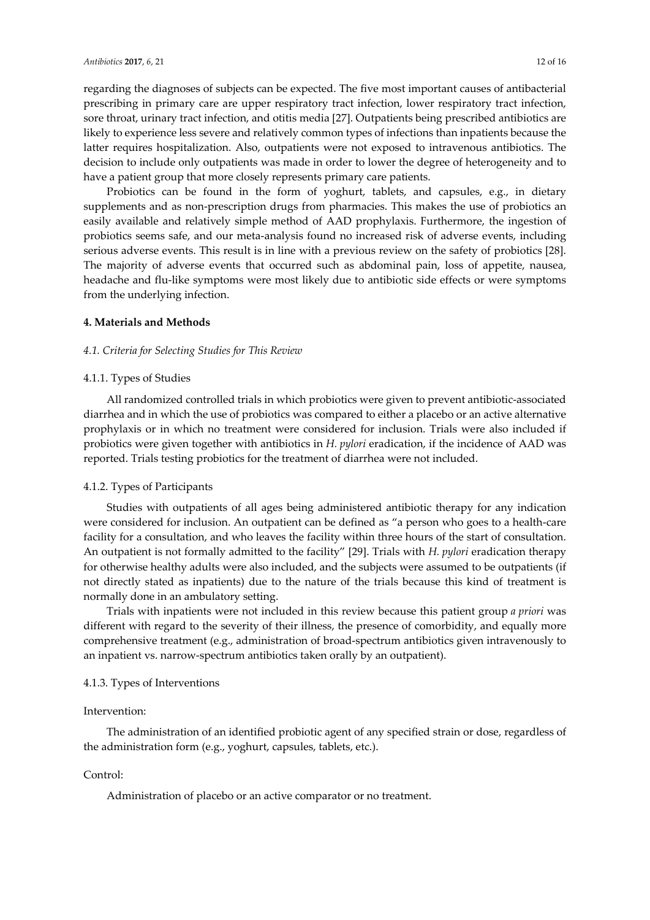regarding the diagnoses of subjects can be expected. The five most important causes of antibacterial prescribing in primary care are upper respiratory tract infection, lower respiratory tract infection, sore throat, urinary tract infection, and otitis media [27]. Outpatients being prescribed antibiotics are likely to experience less severe and relatively common types of infections than inpatients because the latter requires hospitalization. Also, outpatients were not exposed to intravenous antibiotics. The decision to include only outpatients was made in order to lower the degree of heterogeneity and to have a patient group that more closely represents primary care patients.

Probiotics can be found in the form of yoghurt, tablets, and capsules, e.g., in dietary supplements and as non-prescription drugs from pharmacies. This makes the use of probiotics an easily available and relatively simple method of AAD prophylaxis. Furthermore, the ingestion of probiotics seems safe, and our meta-analysis found no increased risk of adverse events, including serious adverse events. This result is in line with a previous review on the safety of probiotics [28]. The majority of adverse events that occurred such as abdominal pain, loss of appetite, nausea, headache and flu-like symptoms were most likely due to antibiotic side effects or were symptoms from the underlying infection.

## 4. Materials and Methods

### 4.1. Criteria for Selecting Studies for This Review

#### 4.1.1. Types of Studies

All randomized controlled trials in which probiotics were given to prevent antibiotic-associated diarrhea and in which the use of probiotics was compared to either a placebo or an active alternative prophylaxis or in which no treatment were considered for inclusion. Trials were also included if probiotics were given together with antibiotics in *H. pylori* eradication, if the incidence of AAD was reported. Trials testing probiotics for the treatment of diarrhea were not included.

#### 4.1.2. Types of Participants

Studies with outpatients of all ages being administered antibiotic therapy for any indication were considered for inclusion. An outpatient can be defined as "a person who goes to a health-care facility for a consultation, and who leaves the facility within three hours of the start of consultation. An outpatient is not formally admitted to the facility" [29]. Trials with *H. pylori* eradication therapy for otherwise healthy adults were also included, and the subjects were assumed to be outpatients (if not directly stated as inpatients) due to the nature of the trials because this kind of treatment is normally done in an ambulatory setting.

Trials with inpatients were not included in this review because this patient group *a priori* was different with regard to the severity of their illness, the presence of comorbidity, and equally more comprehensive treatment (e.g., administration of broad-spectrum antibiotics given intravenously to an inpatient vs. narrow-spectrum antibiotics taken orally by an outpatient).

#### 4.1.3. Types of Interventions

Intervention:

The administration of an identified probiotic agent of any specified strain or dose, regardless of the administration form (e.g., yoghurt, capsules, tablets, etc.).

Control:

Administration of placebo or an active comparator or no treatment.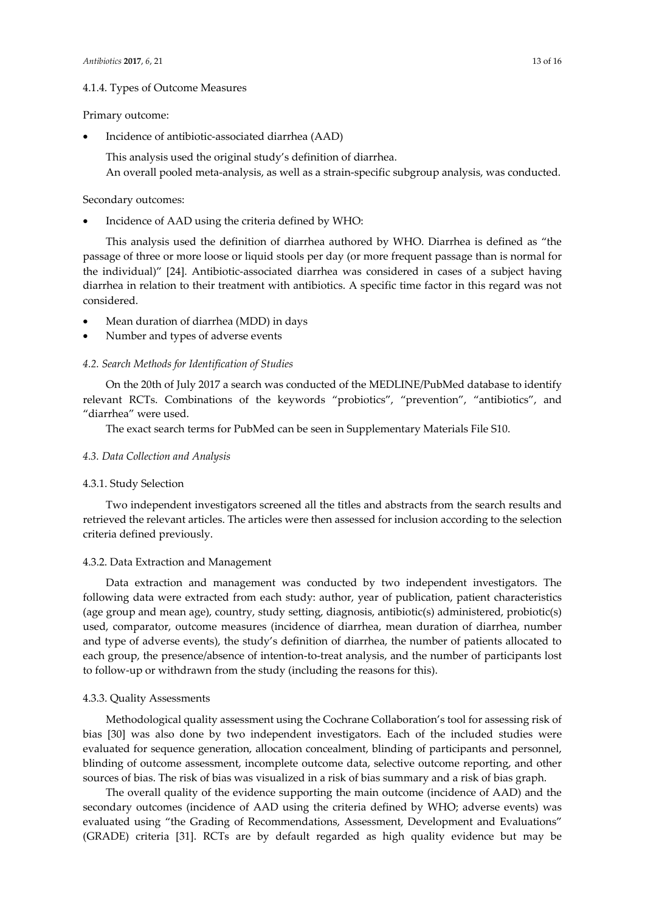#### 4.1.4. Types of Outcome Measures

Primary outcome:

- Incidence of antibiotic-associated diarrhea (AAD)

  This analysis used the original study's definition of diarrhea.
  An overall pooled meta-analysis, as well as a strain-specific subgroup analysis, was conducted.

Secondary outcomes:

- Incidence of AAD using the criteria defined by WHO:

  This analysis used the definition of diarrhea authored by WHO. Diarrhea is defined as "the passage of three or more loose or liquid stools per day (or more frequent passage than is normal for the individual)" [24]. Antibiotic-associated diarrhea was considered in cases of a subject having diarrhea in relation to their treatment with antibiotics. A specific time factor in this regard was not considered.

- Mean duration of diarrhea (MDD) in days
- Number and types of adverse events

### *4.2. Search Methods for Identification of Studies*

On the 20th of July 2017 a search was conducted of the MEDLINE/PubMed database to identify relevant RCTs. Combinations of the keywords "probiotics", "prevention", "antibiotics", and "diarrhea" were used.

The exact search terms for PubMed can be seen in Supplementary Materials File S10.

### *4.3. Data Collection and Analysis*

#### 4.3.1. Study Selection

Two independent investigators screened all the titles and abstracts from the search results and retrieved the relevant articles. The articles were then assessed for inclusion according to the selection criteria defined previously.

#### 4.3.2. Data Extraction and Management

Data extraction and management was conducted by two independent investigators. The following data were extracted from each study: author, year of publication, patient characteristics (age group and mean age), country, study setting, diagnosis, antibiotic(s) administered, probiotic(s) used, comparator, outcome measures (incidence of diarrhea, mean duration of diarrhea, number and type of adverse events), the study's definition of diarrhea, the number of patients allocated to each group, the presence/absence of intention-to-treat analysis, and the number of participants lost to follow-up or withdrawn from the study (including the reasons for this).

#### 4.3.3. Quality Assessments

Methodological quality assessment using the Cochrane Collaboration's tool for assessing risk of bias [30] was also done by two independent investigators. Each of the included studies were evaluated for sequence generation, allocation concealment, blinding of participants and personnel, blinding of outcome assessment, incomplete outcome data, selective outcome reporting, and other sources of bias. The risk of bias was visualized in a risk of bias summary and a risk of bias graph.

The overall quality of the evidence supporting the main outcome (incidence of AAD) and the secondary outcomes (incidence of AAD using the criteria defined by WHO; adverse events) was evaluated using "the Grading of Recommendations, Assessment, Development and Evaluations" (GRADE) criteria [31]. RCTs are by default regarded as high quality evidence but may be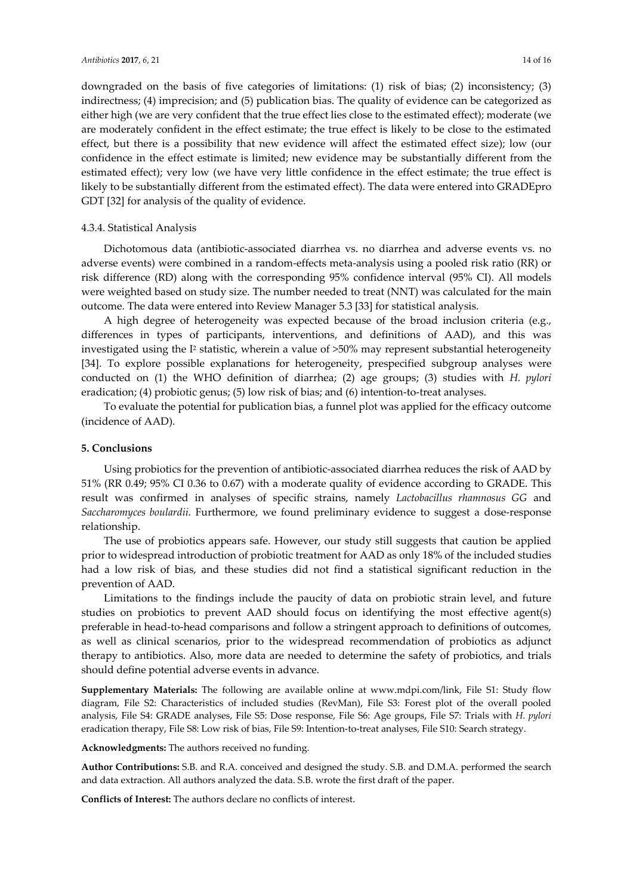downgraded on the basis of five categories of limitations: (1) risk of bias; (2) inconsistency; (3) indirectness; (4) imprecision; and (5) publication bias. The quality of evidence can be categorized as either high (we are very confident that the true effect lies close to the estimated effect); moderate (we are moderately confident in the effect estimate; the true effect is likely to be close to the estimated effect, but there is a possibility that new evidence will affect the estimated effect size); low (our confidence in the effect estimate is limited; new evidence may be substantially different from the estimated effect); very low (we have very little confidence in the effect estimate; the true effect is likely to be substantially different from the estimated effect). The data were entered into GRADEpro GDT [32] for analysis of the quality of evidence.

#### 4.3.4. Statistical Analysis

Dichotomous data (antibiotic-associated diarrhea vs. no diarrhea and adverse events vs. no adverse events) were combined in a random-effects meta-analysis using a pooled risk ratio (RR) or risk difference (RD) along with the corresponding 95% confidence interval (95% CI). All models were weighted based on study size. The number needed to treat (NNT) was calculated for the main outcome. The data were entered into Review Manager 5.3 [33] for statistical analysis.

A high degree of heterogeneity was expected because of the broad inclusion criteria (e.g., differences in types of participants, interventions, and definitions of AAD), and this was investigated using the $I^2$ statistic, wherein a value of >50% may represent substantial heterogeneity [34]. To explore possible explanations for heterogeneity, prespecified subgroup analyses were conducted on (1) the WHO definition of diarrhea; (2) age groups; (3) studies with *H. pylori* eradication; (4) probiotic genus; (5) low risk of bias; and (6) intention-to-treat analyses.

To evaluate the potential for publication bias, a funnel plot was applied for the efficacy outcome (incidence of AAD).

## 5. Conclusions

Using probiotics for the prevention of antibiotic-associated diarrhea reduces the risk of AAD by 51% (RR 0.49; 95% CI 0.36 to 0.67) with a moderate quality of evidence according to GRADE. This result was confirmed in analyses of specific strains, namely *Lactobacillus rhamnosus GG* and *Saccharomyces boulardii*. Furthermore, we found preliminary evidence to suggest a dose-response relationship.

The use of probiotics appears safe. However, our study still suggests that caution be applied prior to widespread introduction of probiotic treatment for AAD as only 18% of the included studies had a low risk of bias, and these studies did not find a statistical significant reduction in the prevention of AAD.

Limitations to the findings include the paucity of data on probiotic strain level, and future studies on probiotics to prevent AAD should focus on identifying the most effective agent(s) preferable in head-to-head comparisons and follow a stringent approach to definitions of outcomes, as well as clinical scenarios, prior to the widespread recommendation of probiotics as adjunct therapy to antibiotics. Also, more data are needed to determine the safety of probiotics, and trials should define potential adverse events in advance.

**Supplementary Materials:** The following are available online at www.mdpi.com/link, File S1: Study flow diagram, File S2: Characteristics of included studies (RevMan), File S3: Forest plot of the overall pooled analysis, File S4: GRADE analyses, File S5: Dose response, File S6: Age groups, File S7: Trials with *H. pylori* eradication therapy, File S8: Low risk of bias, File S9: Intention-to-treat analyses, File S10: Search strategy.

**Acknowledgments:** The authors received no funding.

**Author Contributions:** S.B. and R.A. conceived and designed the study. S.B. and D.M.A. performed the search and data extraction. All authors analyzed the data. S.B. wrote the first draft of the paper.

**Conflicts of Interest:** The authors declare no conflicts of interest.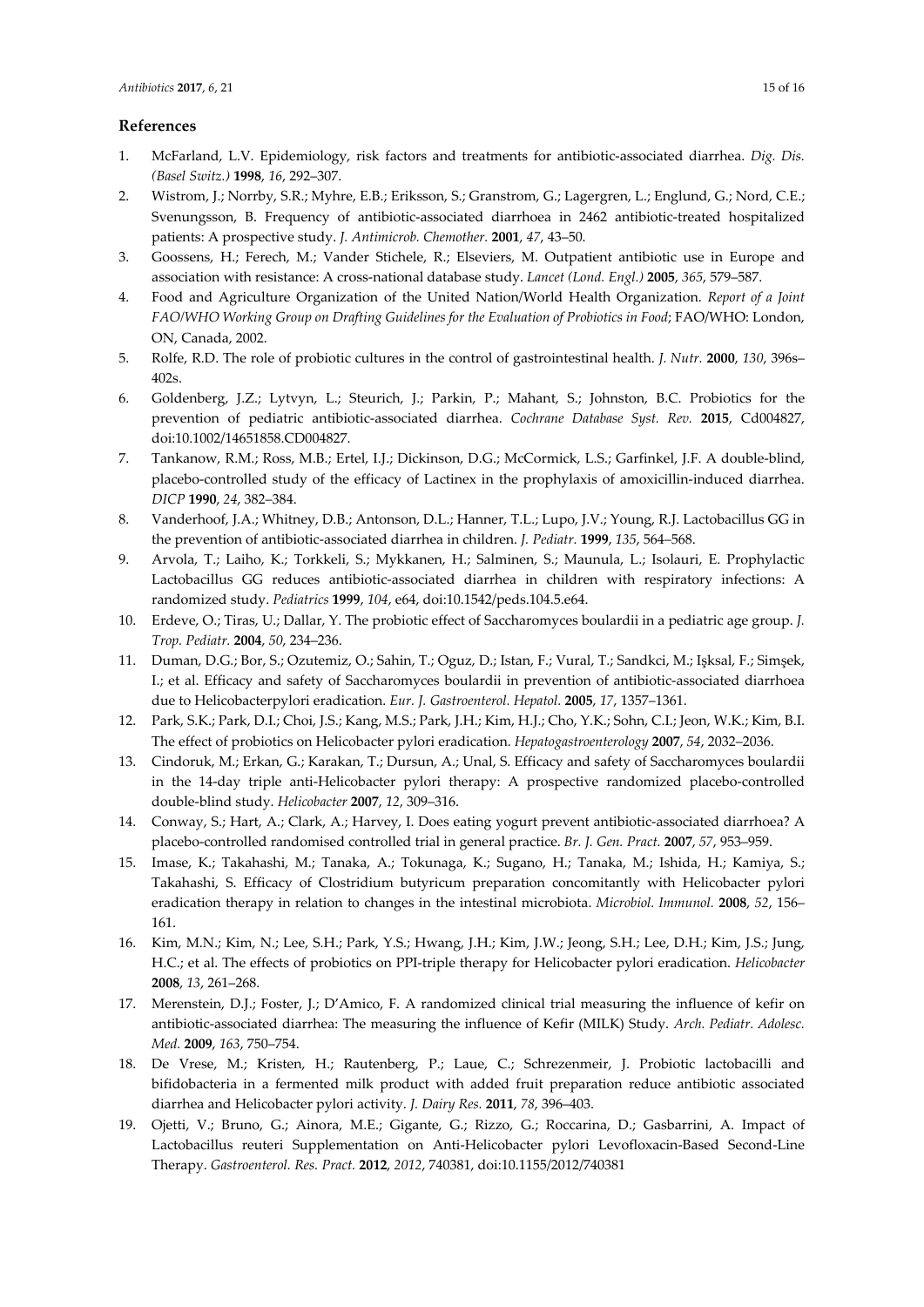## References

1. McFarland, L.V. Epidemiology, risk factors and treatments for antibiotic-associated diarrhea. *Dig. Dis. (Basel Switz.)* **1998**, *16*, 292–307.
2. Wistrom, J.; Norrby, S.R.; Myhre, E.B.; Eriksson, S.; Granstrom, G.; Lagergren, L.; Englund, G.; Nord, C.E.; Svenungsson, B. Frequency of antibiotic-associated diarrhoea in 2462 antibiotic-treated hospitalized patients: A prospective study. *J. Antimicrob. Chemother.* **2001**, *47*, 43–50.
3. Goossens, H.; Ferech, M.; Vander Stichele, R.; Elseviers, M. Outpatient antibiotic use in Europe and association with resistance: A cross-national database study. *Lancet (Lond. Engl.)* **2005**, *365*, 579–587.
4. Food and Agriculture Organization of the United Nation/World Health Organization. *Report of a Joint FAO/WHO Working Group on Drafting Guidelines for the Evaluation of Probiotics in Food*; FAO/WHO: London, ON, Canada, 2002.
5. Rolfe, R.D. The role of probiotic cultures in the control of gastrointestinal health. *J. Nutr.* **2000**, *130*, 396s–402s.
6. Goldenberg, J.Z.; Lytvyn, L.; Steurich, J.; Parkin, P.; Mahant, S.; Johnston, B.C. Probiotics for the prevention of pediatric antibiotic-associated diarrhea. *Cochrane Database Syst. Rev.* **2015**, Cd004827, doi:10.1002/14651858.CD004827.
7. Tankanow, R.M.; Ross, M.B.; Ertel, I.J.; Dickinson, D.G.; McCormick, L.S.; Garfinkel, J.F. A double-blind, placebo-controlled study of the efficacy of Lactinex in the prophylaxis of amoxicillin-induced diarrhea. *DICP* **1990**, *24*, 382–384.
8. Vanderhoof, J.A.; Whitney, D.B.; Antonson, D.L.; Hanner, T.L.; Lupo, J.V.; Young, R.J. Lactobacillus GG in the prevention of antibiotic-associated diarrhea in children. *J. Pediatr.* **1999**, *135*, 564–568.
9. Arvola, T.; Laiho, K.; Torkkeli, S.; Mykkanen, H.; Salminen, S.; Maunula, L.; Isolauri, E. Prophylactic Lactobacillus GG reduces antibiotic-associated diarrhea in children with respiratory infections: A randomized study. *Pediatrics* **1999**, *104*, e64, doi:10.1542/peds.104.5.e64.
10. Erdeve, O.; Tiras, U.; Dallar, Y. The probiotic effect of Saccharomyces boulardii in a pediatric age group. *J. Trop. Pediatr.* **2004**, *50*, 234–236.
11. Duman, D.G.; Bor, S.; Ozutemiz, O.; Sahin, T.; Oguz, D.; Istan, F.; Vural, T.; Sandkci, M.; Işksal, F.; Simşek, I.; et al. Efficacy and safety of Saccharomyces boulardii in prevention of antibiotic-associated diarrhoea due to Helicobacterpylori eradication. *Eur. J. Gastroenterol. Hepatol.* **2005**, *17*, 1357–1361.
12. Park, S.K.; Park, D.I.; Choi, J.S.; Kang, M.S.; Park, J.H.; Kim, H.J.; Cho, Y.K.; Sohn, C.I.; Jeon, W.K.; Kim, B.I. The effect of probiotics on Helicobacter pylori eradication. *Hepatogastroenterology* **2007**, *54*, 2032–2036.
13. Cindoruk, M.; Erkan, G.; Karakan, T.; Dursun, A.; Unal, S. Efficacy and safety of Saccharomyces boulardii in the 14-day triple anti-Helicobacter pylori therapy: A prospective randomized placebo-controlled double-blind study. *Helicobacter* **2007**, *12*, 309–316.
14. Conway, S.; Hart, A.; Clark, A.; Harvey, I. Does eating yogurt prevent antibiotic-associated diarrhoea? A placebo-controlled randomised controlled trial in general practice. *Br. J. Gen. Pract.* **2007**, *57*, 953–959.
15. Imase, K.; Takahashi, M.; Tanaka, A.; Tokunaga, K.; Sugano, H.; Tanaka, M.; Ishida, H.; Kamiya, S.; Takahashi, S. Efficacy of Clostridium butyricum preparation concomitantly with Helicobacter pylori eradication therapy in relation to changes in the intestinal microbiota. *Microbiol. Immunol.* **2008**, *52*, 156–161.
16. Kim, M.N.; Kim, N.; Lee, S.H.; Park, Y.S.; Hwang, J.H.; Kim, J.W.; Jeong, S.H.; Lee, D.H.; Kim, J.S.; Jung, H.C.; et al. The effects of probiotics on PPI-triple therapy for Helicobacter pylori eradication. *Helicobacter* **2008**, *13*, 261–268.
17. Merenstein, D.J.; Foster, J.; D'Amico, F. A randomized clinical trial measuring the influence of kefir on antibiotic-associated diarrhea: The measuring the influence of Kefir (MILK) Study. *Arch. Pediatr. Adolesc. Med.* **2009**, *163*, 750–754.
18. De Vrese, M.; Kristen, H.; Rautenberg, P.; Laue, C.; Schrezenmeir, J. Probiotic lactobacilli and bifidobacteria in a fermented milk product with added fruit preparation reduce antibiotic associated diarrhea and Helicobacter pylori activity. *J. Dairy Res.* **2011**, *78*, 396–403.
19. Ojetti, V.; Bruno, G.; Ainora, M.E.; Gigante, G.; Rizzo, G.; Roccarina, D.; Gasbarrini, A. Impact of Lactobacillus reuteri Supplementation on Anti-Helicobacter pylori Levofloxacin-Based Second-Line Therapy. *Gastroenterol. Res. Pract.* **2012**, *2012*, 740381, doi:10.1155/2012/740381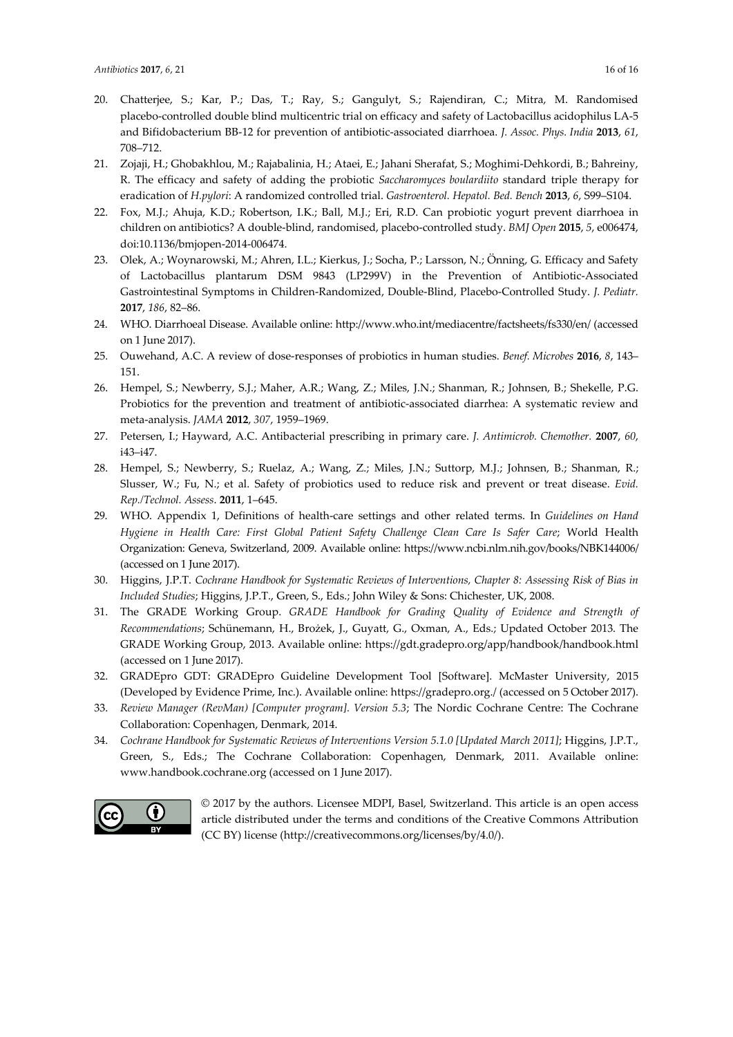20. Chatterjee, S.; Kar, P.; Das, T.; Ray, S.; Gangulyt, S.; Rajendiran, C.; Mitra, M. Randomised placebo-controlled double blind multicentric trial on efficacy and safety of Lactobacillus acidophilus LA-5 and Bifidobacterium BB-12 for prevention of antibiotic-associated diarrhoea. *J. Assoc. Phys. India* **2013**, *61*, 708–712.
21. Zojaji, H.; Ghobakhlou, M.; Rajabalinia, H.; Ataei, E.; Jahani Sherafat, S.; Moghimi-Dehkordi, B.; Bahreiny, R. The efficacy and safety of adding the probiotic *Saccharomyces boulardiito* standard triple therapy for eradication of *H.pylori*: A randomized controlled trial. *Gastroenterol. Hepatol. Bed. Bench* **2013**, *6*, S99–S104.
22. Fox, M.J.; Ahuja, K.D.; Robertson, I.K.; Ball, M.J.; Eri, R.D. Can probiotic yogurt prevent diarrhoea in children on antibiotics? A double-blind, randomised, placebo-controlled study. *BMJ Open* **2015**, *5*, e006474, doi:10.1136/bmjopen-2014-006474.
23. Olek, A.; Woynarowski, M.; Ahren, I.L.; Kierkus, J.; Socha, P.; Larsson, N.; Önning, G. Efficacy and Safety of Lactobacillus plantarum DSM 9843 (LP299V) in the Prevention of Antibiotic-Associated Gastrointestinal Symptoms in Children-Randomized, Double-Blind, Placebo-Controlled Study. *J. Pediatr.* **2017**, *186*, 82–86.
24. WHO. Diarrhoeal Disease. Available online: http://www.who.int/mediacentre/factsheets/fs330/en/ (accessed on 1 June 2017).
25. Ouwehand, A.C. A review of dose-responses of probiotics in human studies. *Benef. Microbes* **2016**, *8*, 143–151.
26. Hempel, S.; Newberry, S.J.; Maher, A.R.; Wang, Z.; Miles, J.N.; Shanman, R.; Johnsen, B.; Shekelle, P.G. Probiotics for the prevention and treatment of antibiotic-associated diarrhea: A systematic review and meta-analysis. *JAMA* **2012**, *307*, 1959–1969.
27. Petersen, I.; Hayward, A.C. Antibacterial prescribing in primary care. *J. Antimicrob. Chemother.* **2007**, *60*, i43–i47.
28. Hempel, S.; Newberry, S.; Ruelaz, A.; Wang, Z.; Miles, J.N.; Suttorp, M.J.; Johnsen, B.; Shanman, R.; Slusser, W.; Fu, N.; et al. Safety of probiotics used to reduce risk and prevent or treat disease. *Evid. Rep./Technol. Assess.* **2011**, 1–645.
29. WHO. Appendix 1, Definitions of health-care settings and other related terms. In *Guidelines on Hand Hygiene in Health Care: First Global Patient Safety Challenge Clean Care Is Safer Care*; World Health Organization: Geneva, Switzerland, 2009. Available online: https://www.ncbi.nlm.nih.gov/books/NBK144006/ (accessed on 1 June 2017).
30. Higgins, J.P.T. *Cochrane Handbook for Systematic Reviews of Interventions, Chapter 8: Assessing Risk of Bias in Included Studies*; Higgins, J.P.T., Green, S., Eds.; John Wiley & Sons: Chichester, UK, 2008.
31. The GRADE Working Group. *GRADE Handbook for Grading Quality of Evidence and Strength of Recommendations*; Schünemann, H., Brożek, J., Guyatt, G., Oxman, A., Eds.; Updated October 2013. The GRADE Working Group, 2013. Available online: https://gdt.gradepro.org/app/handbook/handbook.html (accessed on 1 June 2017).
32. GRADEpro GDT: GRADEpro Guideline Development Tool [Software]. McMaster University, 2015 (Developed by Evidence Prime, Inc.). Available online: https://gradepro.org./ (accessed on 5 October 2017).
33. *Review Manager (RevMan) [Computer program]. Version 5.3*; The Nordic Cochrane Centre: The Cochrane Collaboration: Copenhagen, Denmark, 2014.
34. *Cochrane Handbook for Systematic Reviews of Interventions Version 5.1.0 [Updated March 2011]*; Higgins, J.P.T., Green, S., Eds.; The Cochrane Collaboration: Copenhagen, Denmark, 2011. Available online: www.handbook.cochrane.org (accessed on 1 June 2017).

© 2017 by the authors. Licensee MDPI, Basel, Switzerland. This article is an open access article distributed under the terms and conditions of the Creative Commons Attribution (CC BY) license (http://creativecommons.org/licenses/by/4.0/).